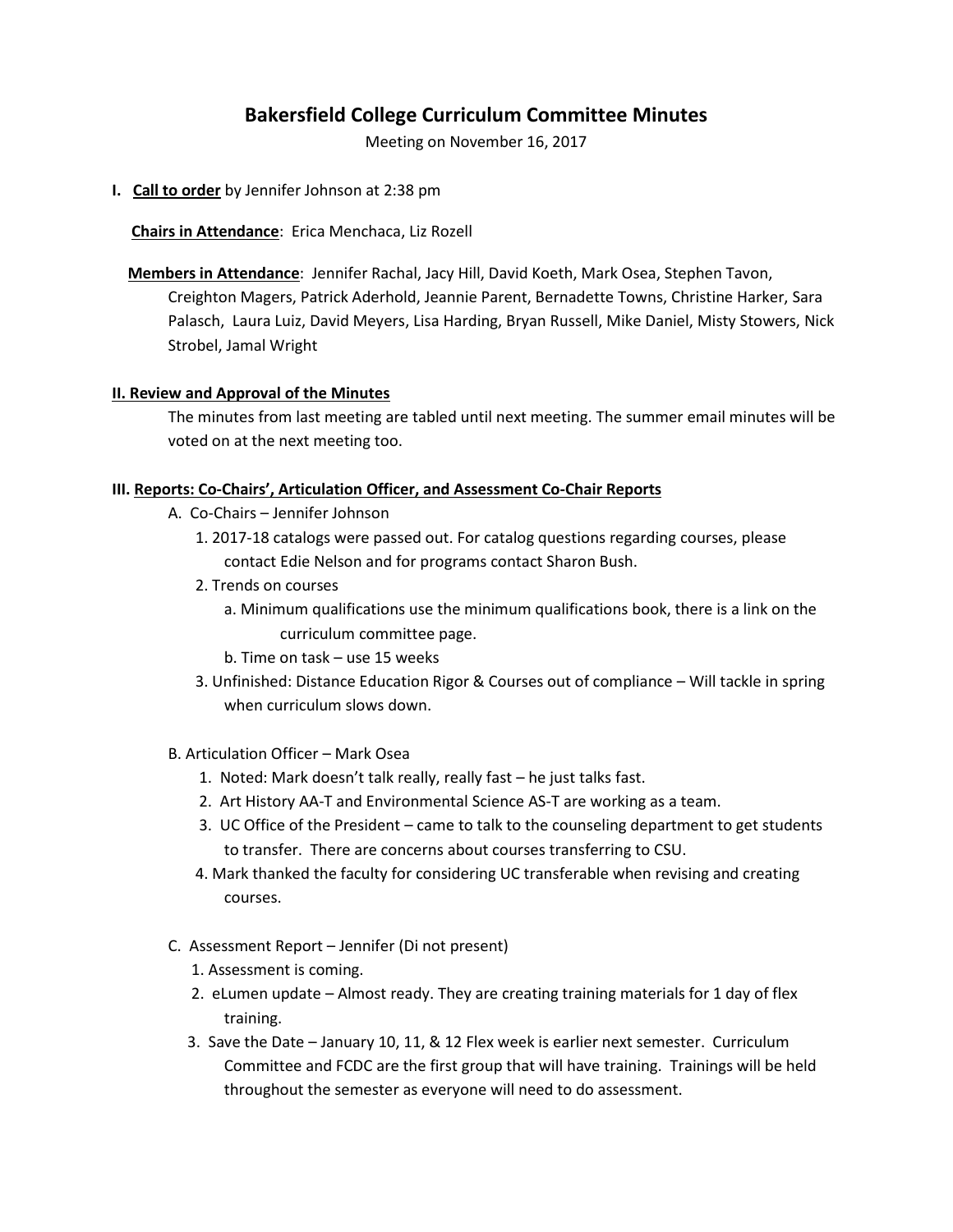# Bakersfield College Curriculum Committee Minutes

Meeting on November 16, 2017

**I. <u>Call to order</u>** by Jennifer Johnson at 2:38 pm

**<u>Chairs in Attendance</u>**: Erica Menchaca, Liz Rozell

**<u>Members in Attendance</u>**: Jennifer Rachal, Jacy Hill, David Koeth, Mark Osea, Stephen Tavon, Creighton Magers, Patrick Aderhold, Jeannie Parent, Bernadette Towns, Christine Harker, Sara Palasch, Laura Luiz, David Meyers, Lisa Harding, Bryan Russell, Mike Daniel, Misty Stowers, Nick Strobel, Jamal Wright

## II. Review and Approval of the Minutes

The minutes from last meeting are tabled until next meeting. The summer email minutes will be voted on at the next meeting too.

## III. Reports: Co-Chairs', Articulation Officer, and Assessment Co-Chair Reports

A. Co-Chairs – Jennifer Johnson

1. 2017-18 catalogs were passed out. For catalog questions regarding courses, please contact Edie Nelson and for programs contact Sharon Bush.
2. Trends on courses
   a. Minimum qualifications use the minimum qualifications book, there is a link on the curriculum committee page.
   b. Time on task – use 15 weeks
3. Unfinished: Distance Education Rigor & Courses out of compliance – Will tackle in spring when curriculum slows down.

B. Articulation Officer – Mark Osea

1. Noted: Mark doesn't talk really, really fast – he just talks fast.
2. Art History AA-T and Environmental Science AS-T are working as a team.
3. UC Office of the President – came to talk to the counseling department to get students to transfer. There are concerns about courses transferring to CSU.
4. Mark thanked the faculty for considering UC transferable when revising and creating courses.

C. Assessment Report – Jennifer (Di not present)

1. Assessment is coming.
2. eLumen update – Almost ready. They are creating training materials for 1 day of flex training.
3. Save the Date – January 10, 11, & 12 Flex week is earlier next semester. Curriculum Committee and FCDC are the first group that will have training. Trainings will be held throughout the semester as everyone will need to do assessment.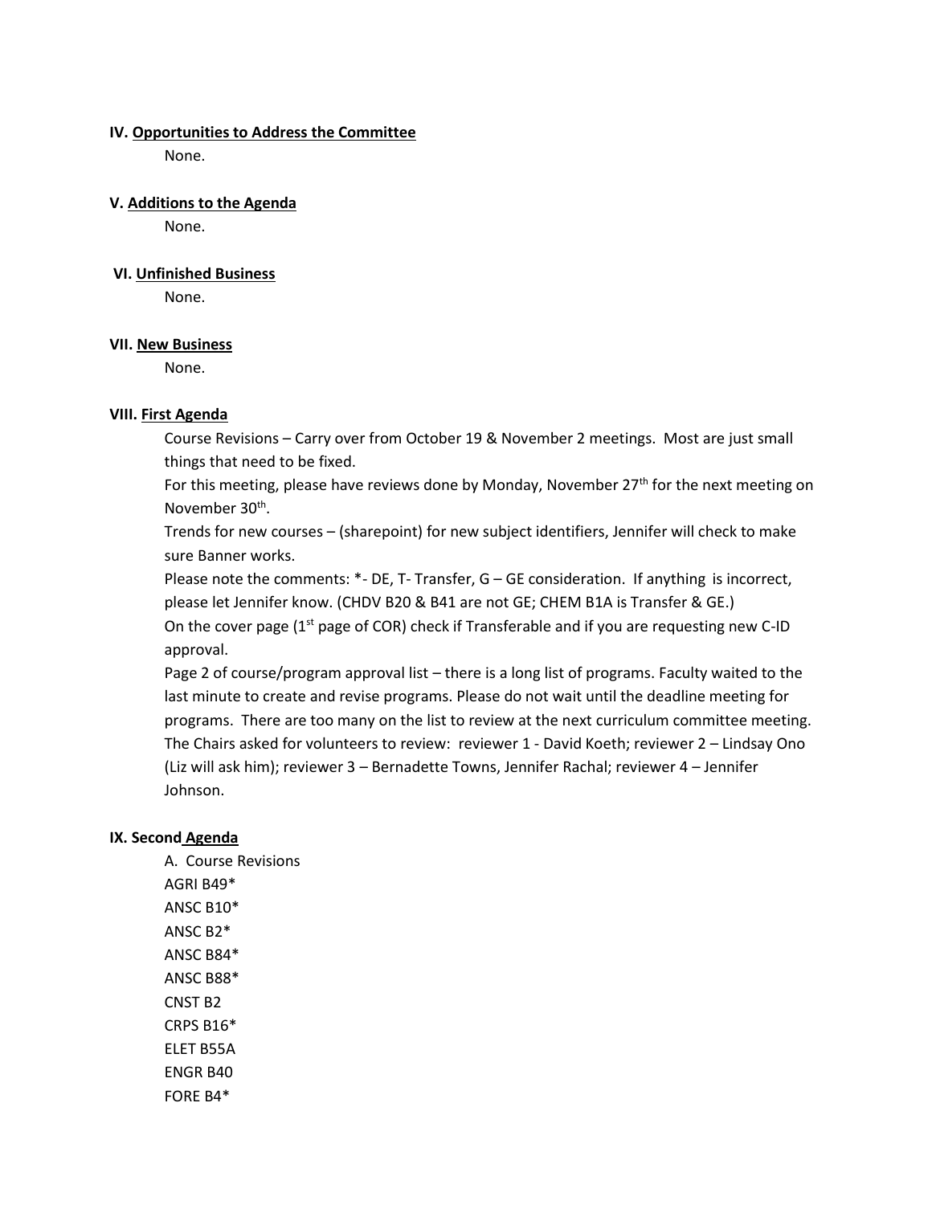**IV. <u>Opportunities to Address the Committee</u>**

None.

**V. <u>Additions to the Agenda</u>**

None.

**VI. <u>Unfinished Business</u>**

None.

**VII. <u>New Business</u>**

None.

**VIII. <u>First Agenda</u>**

Course Revisions – Carry over from October 19 & November 2 meetings. Most are just small things that need to be fixed.

For this meeting, please have reviews done by Monday, November 27th for the next meeting on November 30th.

Trends for new courses – (sharepoint) for new subject identifiers, Jennifer will check to make sure Banner works.

Please note the comments: *- DE, T- Transfer, G – GE consideration. If anything is incorrect, please let Jennifer know. (CHDV B20 & B41 are not GE; CHEM B1A is Transfer & GE.)

On the cover page (1st page of COR) check if Transferable and if you are requesting new C-ID approval.

Page 2 of course/program approval list – there is a long list of programs. Faculty waited to the last minute to create and revise programs. Please do not wait until the deadline meeting for programs. There are too many on the list to review at the next curriculum committee meeting. The Chairs asked for volunteers to review: reviewer 1 - David Koeth; reviewer 2 – Lindsay Ono (Liz will ask him); reviewer 3 – Bernadette Towns, Jennifer Rachal; reviewer 4 – Jennifer Johnson.

**IX. Second <u>Agenda</u>**

A. Course Revisions

AGRI B49*

ANSC B10*

ANSC B2*

ANSC B84*

ANSC B88*

CNST B2

CRPS B16*

ELET B55A

ENGR B40

FORE B4*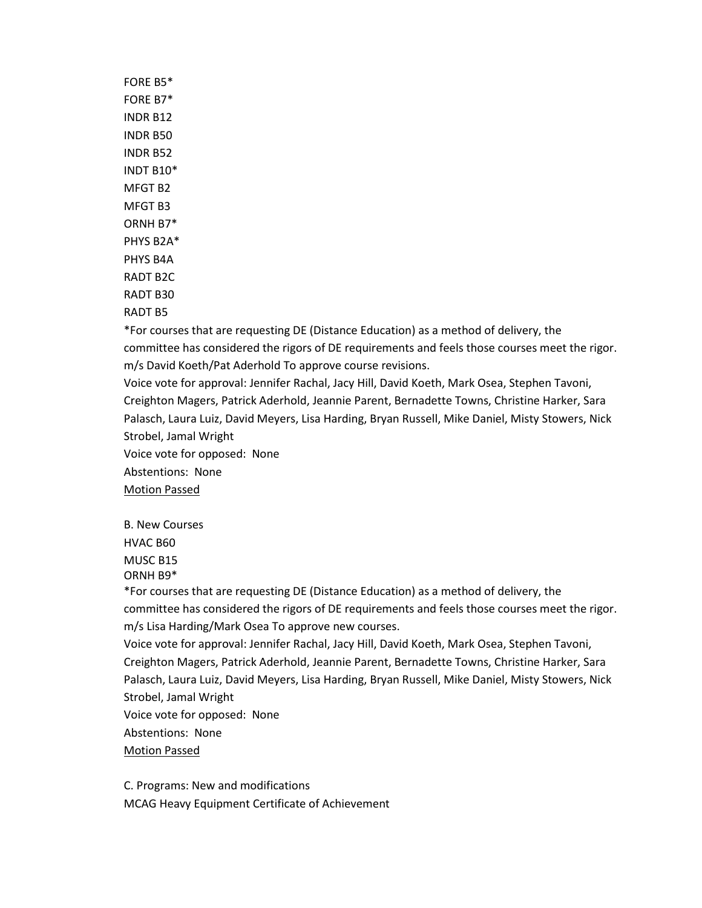FORE B5*
FORE B7*
INDR B12
INDR B50
INDR B52
INDT B10*
MFGT B2
MFGT B3
ORNH B7*
PHYS B2A*
PHYS B4A
RADT B2C
RADT B30
RADT B5

*For courses that are requesting DE (Distance Education) as a method of delivery, the committee has considered the rigors of DE requirements and feels those courses meet the rigor.
m/s David Koeth/Pat Aderhold To approve course revisions.
Voice vote for approval: Jennifer Rachal, Jacy Hill, David Koeth, Mark Osea, Stephen Tavoni, Creighton Magers, Patrick Aderhold, Jeannie Parent, Bernadette Towns, Christine Harker, Sara Palasch, Laura Luiz, David Meyers, Lisa Harding, Bryan Russell, Mike Daniel, Misty Stowers, Nick Strobel, Jamal Wright
Voice vote for opposed: None
Abstentions: None
<u>Motion Passed</u>

B. New Courses
HVAC B60
MUSC B15
ORNH B9*

*For courses that are requesting DE (Distance Education) as a method of delivery, the committee has considered the rigors of DE requirements and feels those courses meet the rigor.
m/s Lisa Harding/Mark Osea To approve new courses.
Voice vote for approval: Jennifer Rachal, Jacy Hill, David Koeth, Mark Osea, Stephen Tavoni, Creighton Magers, Patrick Aderhold, Jeannie Parent, Bernadette Towns, Christine Harker, Sara Palasch, Laura Luiz, David Meyers, Lisa Harding, Bryan Russell, Mike Daniel, Misty Stowers, Nick Strobel, Jamal Wright
Voice vote for opposed: None
Abstentions: None
<u>Motion Passed</u>

C. Programs: New and modifications
MCAG Heavy Equipment Certificate of Achievement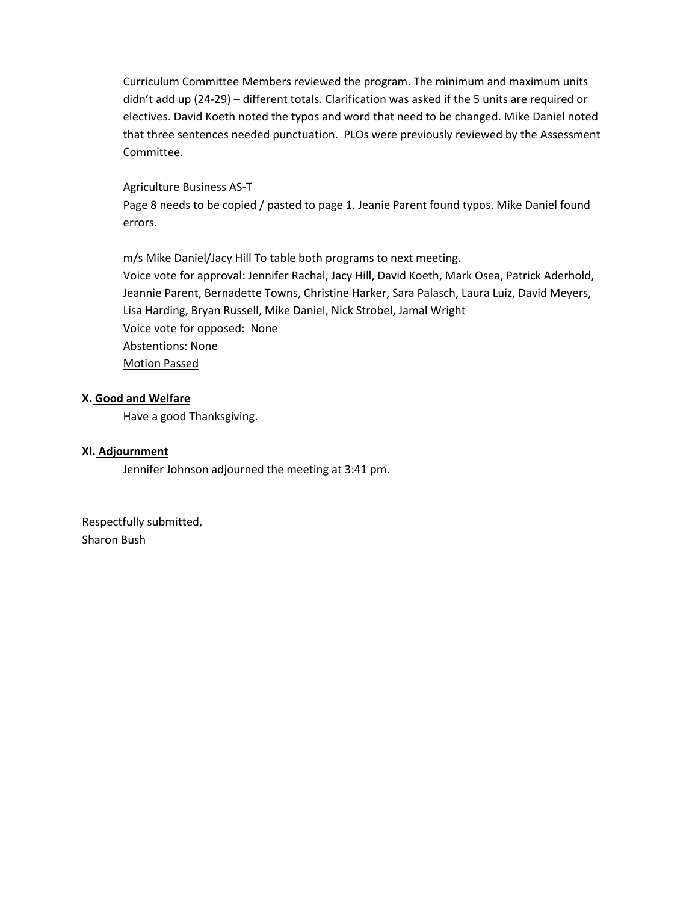Curriculum Committee Members reviewed the program. The minimum and maximum units didn't add up (24-29) – different totals. Clarification was asked if the 5 units are required or electives. David Koeth noted the typos and word that need to be changed. Mike Daniel noted that three sentences needed punctuation. PLOs were previously reviewed by the Assessment Committee.

Agriculture Business AS-T
Page 8 needs to be copied / pasted to page 1. Jeanie Parent found typos. Mike Daniel found errors.

m/s Mike Daniel/Jacy Hill To table both programs to next meeting.
Voice vote for approval: Jennifer Rachal, Jacy Hill, David Koeth, Mark Osea, Patrick Aderhold, Jeannie Parent, Bernadette Towns, Christine Harker, Sara Palasch, Laura Luiz, David Meyers, Lisa Harding, Bryan Russell, Mike Daniel, Nick Strobel, Jamal Wright
Voice vote for opposed: None
Abstentions: None
Motion Passed

## X. Good and Welfare

Have a good Thanksgiving.

## XI. Adjournment

Jennifer Johnson adjourned the meeting at 3:41 pm.

Respectfully submitted,
Sharon Bush